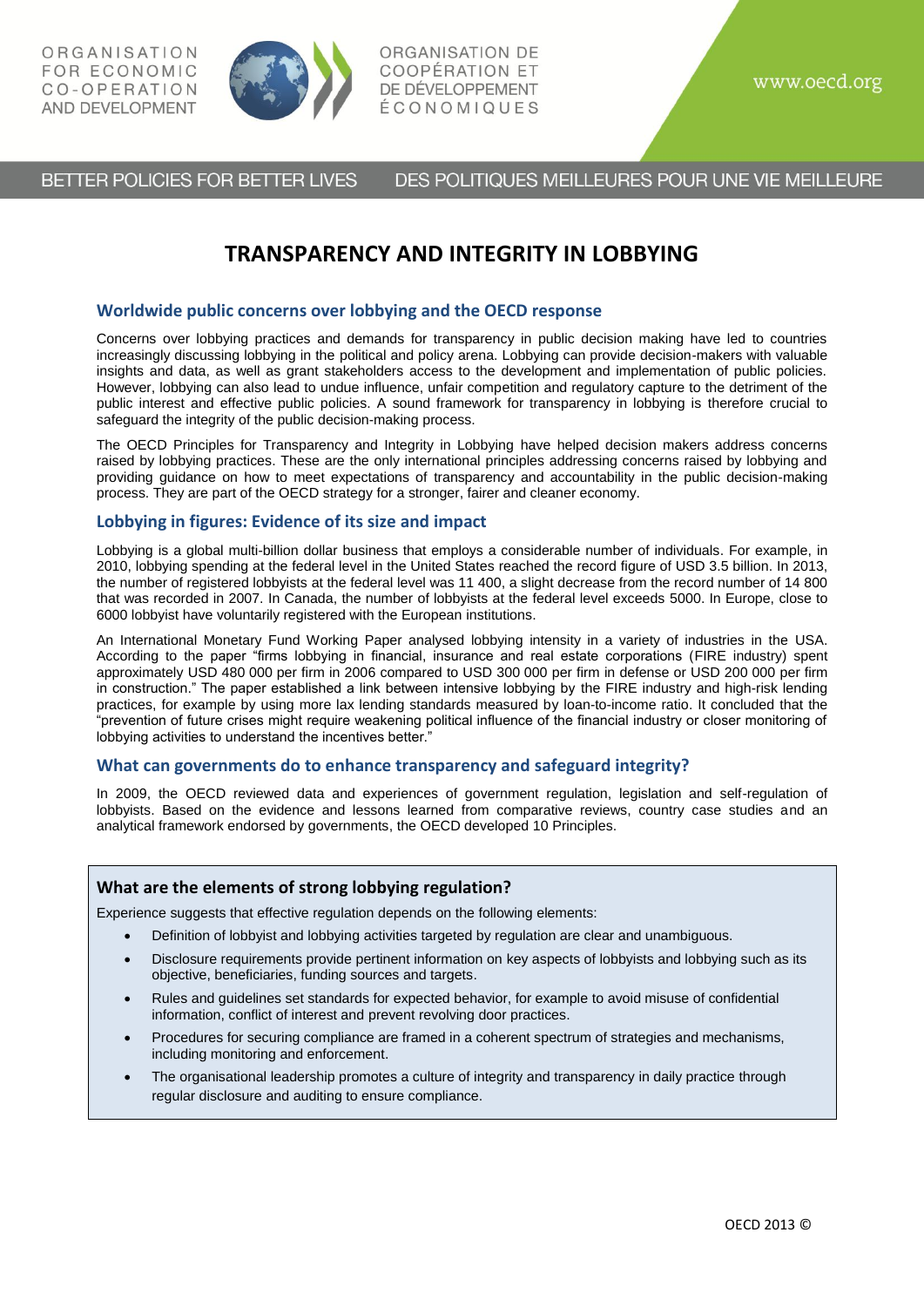ORGANISATION FOR ECONOMIC CO-OPERATION AND DEVELOPMENT

ORGANISATION DE COOPÉRATION ET DE DÉVELOPPEMENT ÉCONOMIQUES

www.oecd.org

BETTER POLICIES FOR BETTER LIVES    DES POLITIQUES MEILLEURES POUR UNE VIE MEILLEURE

# TRANSPARENCY AND INTEGRITY IN LOBBYING

## Worldwide public concerns over lobbying and the OECD response

Concerns over lobbying practices and demands for transparency in public decision making have led to countries increasingly discussing lobbying in the political and policy arena. Lobbying can provide decision-makers with valuable insights and data, as well as grant stakeholders access to the development and implementation of public policies. However, lobbying can also lead to undue influence, unfair competition and regulatory capture to the detriment of the public interest and effective public policies. A sound framework for transparency in lobbying is therefore crucial to safeguard the integrity of the public decision-making process.

The OECD Principles for Transparency and Integrity in Lobbying have helped decision makers address concerns raised by lobbying practices. These are the only international principles addressing concerns raised by lobbying and providing guidance on how to meet expectations of transparency and accountability in the public decision-making process. They are part of the OECD strategy for a stronger, fairer and cleaner economy.

## Lobbying in figures: Evidence of its size and impact

Lobbying is a global multi-billion dollar business that employs a considerable number of individuals. For example, in 2010, lobbying spending at the federal level in the United States reached the record figure of USD 3.5 billion. In 2013, the number of registered lobbyists at the federal level was 11 400, a slight decrease from the record number of 14 800 that was recorded in 2007. In Canada, the number of lobbyists at the federal level exceeds 5000. In Europe, close to 6000 lobbyist have voluntarily registered with the European institutions.

An International Monetary Fund Working Paper analysed lobbying intensity in a variety of industries in the USA. According to the paper "firms lobbying in financial, insurance and real estate corporations (FIRE industry) spent approximately USD 480 000 per firm in 2006 compared to USD 300 000 per firm in defense or USD 200 000 per firm in construction." The paper established a link between intensive lobbying by the FIRE industry and high-risk lending practices, for example by using more lax lending standards measured by loan-to-income ratio. It concluded that the "prevention of future crises might require weakening political influence of the financial industry or closer monitoring of lobbying activities to understand the incentives better."

## What can governments do to enhance transparency and safeguard integrity?

In 2009, the OECD reviewed data and experiences of government regulation, legislation and self-regulation of lobbyists. Based on the evidence and lessons learned from comparative reviews, country case studies and an analytical framework endorsed by governments, the OECD developed 10 Principles.

### What are the elements of strong lobbying regulation?

Experience suggests that effective regulation depends on the following elements:

- Definition of lobbyist and lobbying activities targeted by regulation are clear and unambiguous.
- Disclosure requirements provide pertinent information on key aspects of lobbyists and lobbying such as its objective, beneficiaries, funding sources and targets.
- Rules and guidelines set standards for expected behavior, for example to avoid misuse of confidential information, conflict of interest and prevent revolving door practices.
- Procedures for securing compliance are framed in a coherent spectrum of strategies and mechanisms, including monitoring and enforcement.
- The organisational leadership promotes a culture of integrity and transparency in daily practice through regular disclosure and auditing to ensure compliance.

OECD 2013 ©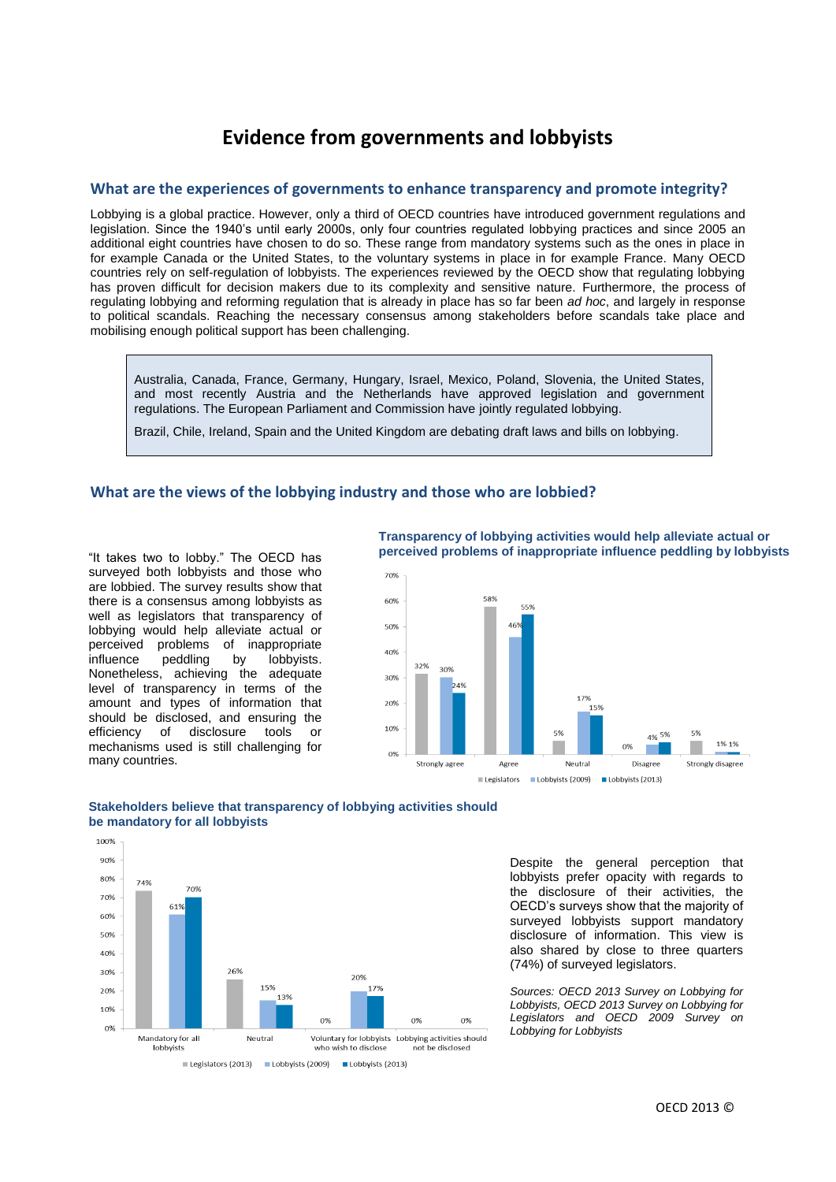# Evidence from governments and lobbyists

## What are the experiences of governments to enhance transparency and promote integrity?

Lobbying is a global practice. However, only a third of OECD countries have introduced government regulations and legislation. Since the 1940's until early 2000s, only four countries regulated lobbying practices and since 2005 an additional eight countries have chosen to do so. These range from mandatory systems such as the ones in place in for example Canada or the United States, to the voluntary systems in place in for example France. Many OECD countries rely on self-regulation of lobbyists. The experiences reviewed by the OECD show that regulating lobbying has proven difficult for decision makers due to its complexity and sensitive nature. Furthermore, the process of regulating lobbying and reforming regulation that is already in place has so far been *ad hoc*, and largely in response to political scandals. Reaching the necessary consensus among stakeholders before scandals take place and mobilising enough political support has been challenging.

> Australia, Canada, France, Germany, Hungary, Israel, Mexico, Poland, Slovenia, the United States, and most recently Austria and the Netherlands have approved legislation and government regulations. The European Parliament and Commission have jointly regulated lobbying.
>
> Brazil, Chile, Ireland, Spain and the United Kingdom are debating draft laws and bills on lobbying.

## What are the views of the lobbying industry and those who are lobbied?

"It takes two to lobby." The OECD has surveyed both lobbyists and those who are lobbied. The survey results show that there is a consensus among lobbyists as well as legislators that transparency of lobbying would help alleviate actual or perceived problems of inappropriate influence peddling by lobbyists. Nonetheless, achieving the adequate level of transparency in terms of the amount and types of information that should be disclosed, and ensuring the efficiency of disclosure tools or mechanisms used is still challenging for many countries.

**Transparency of lobbying activities would help alleviate actual or perceived problems of inappropriate influence peddling by lobbyists**

| | Legislators | Lobbyists (2009) | Lobbyists (2013) |
|---|---|---|---|
| Strongly agree | 32% | 30% | 24% |
| Agree | 58% | 46% | 55% |
| Neutral | 5% | 17% | 15% |
| Disagree | 0% | 4% | 5% |
| Strongly disagree | 5% | 1% | 1% |

**Stakeholders believe that transparency of lobbying activities should be mandatory for all lobbyists**

| | Legislators (2013) | Lobbyists (2009) | Lobbyists (2013) |
|---|---|---|---|
| Mandatory for all lobbyists | 74% | 61% | 70% |
| Neutral | 26% | 15% | 13% |
| Voluntary for lobbyists who wish to disclose | 0% | 20% | 17% |
| Lobbying activities should not be disclosed | 0% | | 0% |

Despite the general perception that lobbyists prefer opacity with regards to the disclosure of their activities, the OECD's surveys show that the majority of surveyed lobbyists support mandatory disclosure of information. This view is also shared by close to three quarters (74%) of surveyed legislators.

*Sources: OECD 2013 Survey on Lobbying for Lobbyists, OECD 2013 Survey on Lobbying for Legislators and OECD 2009 Survey on Lobbying for Lobbyists*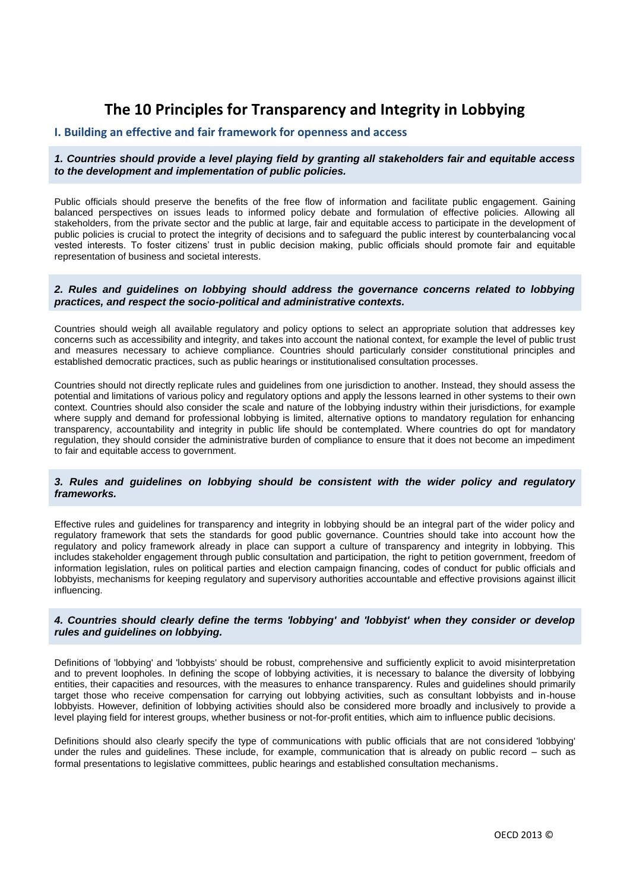# The 10 Principles for Transparency and Integrity in Lobbying

## I. Building an effective and fair framework for openness and access

### *1. Countries should provide a level playing field by granting all stakeholders fair and equitable access to the development and implementation of public policies.*

Public officials should preserve the benefits of the free flow of information and facilitate public engagement. Gaining balanced perspectives on issues leads to informed policy debate and formulation of effective policies. Allowing all stakeholders, from the private sector and the public at large, fair and equitable access to participate in the development of public policies is crucial to protect the integrity of decisions and to safeguard the public interest by counterbalancing vocal vested interests. To foster citizens' trust in public decision making, public officials should promote fair and equitable representation of business and societal interests.

### *2. Rules and guidelines on lobbying should address the governance concerns related to lobbying practices, and respect the socio-political and administrative contexts.*

Countries should weigh all available regulatory and policy options to select an appropriate solution that addresses key concerns such as accessibility and integrity, and takes into account the national context, for example the level of public trust and measures necessary to achieve compliance. Countries should particularly consider constitutional principles and established democratic practices, such as public hearings or institutionalised consultation processes.

Countries should not directly replicate rules and guidelines from one jurisdiction to another. Instead, they should assess the potential and limitations of various policy and regulatory options and apply the lessons learned in other systems to their own context. Countries should also consider the scale and nature of the lobbying industry within their jurisdictions, for example where supply and demand for professional lobbying is limited, alternative options to mandatory regulation for enhancing transparency, accountability and integrity in public life should be contemplated. Where countries do opt for mandatory regulation, they should consider the administrative burden of compliance to ensure that it does not become an impediment to fair and equitable access to government.

### *3. Rules and guidelines on lobbying should be consistent with the wider policy and regulatory frameworks.*

Effective rules and guidelines for transparency and integrity in lobbying should be an integral part of the wider policy and regulatory framework that sets the standards for good public governance. Countries should take into account how the regulatory and policy framework already in place can support a culture of transparency and integrity in lobbying. This includes stakeholder engagement through public consultation and participation, the right to petition government, freedom of information legislation, rules on political parties and election campaign financing, codes of conduct for public officials and lobbyists, mechanisms for keeping regulatory and supervisory authorities accountable and effective provisions against illicit influencing.

### *4. Countries should clearly define the terms 'lobbying' and 'lobbyist' when they consider or develop rules and guidelines on lobbying.*

Definitions of 'lobbying' and 'lobbyists' should be robust, comprehensive and sufficiently explicit to avoid misinterpretation and to prevent loopholes. In defining the scope of lobbying activities, it is necessary to balance the diversity of lobbying entities, their capacities and resources, with the measures to enhance transparency. Rules and guidelines should primarily target those who receive compensation for carrying out lobbying activities, such as consultant lobbyists and in-house lobbyists. However, definition of lobbying activities should also be considered more broadly and inclusively to provide a level playing field for interest groups, whether business or not-for-profit entities, which aim to influence public decisions.

Definitions should also clearly specify the type of communications with public officials that are not considered 'lobbying' under the rules and guidelines. These include, for example, communication that is already on public record – such as formal presentations to legislative committees, public hearings and established consultation mechanisms.

OECD 2013 ©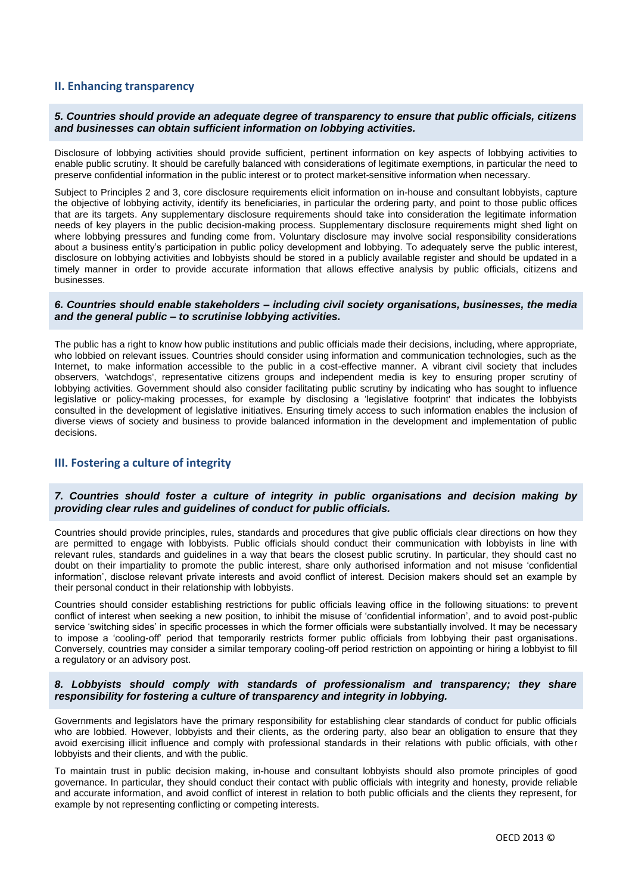## II. Enhancing transparency

***5. Countries should provide an adequate degree of transparency to ensure that public officials, citizens and businesses can obtain sufficient information on lobbying activities.***

Disclosure of lobbying activities should provide sufficient, pertinent information on key aspects of lobbying activities to enable public scrutiny. It should be carefully balanced with considerations of legitimate exemptions, in particular the need to preserve confidential information in the public interest or to protect market-sensitive information when necessary.

Subject to Principles 2 and 3, core disclosure requirements elicit information on in-house and consultant lobbyists, capture the objective of lobbying activity, identify its beneficiaries, in particular the ordering party, and point to those public offices that are its targets. Any supplementary disclosure requirements should take into consideration the legitimate information needs of key players in the public decision-making process. Supplementary disclosure requirements might shed light on where lobbying pressures and funding come from. Voluntary disclosure may involve social responsibility considerations about a business entity's participation in public policy development and lobbying. To adequately serve the public interest, disclosure on lobbying activities and lobbyists should be stored in a publicly available register and should be updated in a timely manner in order to provide accurate information that allows effective analysis by public officials, citizens and businesses.

***6. Countries should enable stakeholders – including civil society organisations, businesses, the media and the general public – to scrutinise lobbying activities.***

The public has a right to know how public institutions and public officials made their decisions, including, where appropriate, who lobbied on relevant issues. Countries should consider using information and communication technologies, such as the Internet, to make information accessible to the public in a cost-effective manner. A vibrant civil society that includes observers, 'watchdogs', representative citizens groups and independent media is key to ensuring proper scrutiny of lobbying activities. Government should also consider facilitating public scrutiny by indicating who has sought to influence legislative or policy-making processes, for example by disclosing a 'legislative footprint' that indicates the lobbyists consulted in the development of legislative initiatives. Ensuring timely access to such information enables the inclusion of diverse views of society and business to provide balanced information in the development and implementation of public decisions.

## III. Fostering a culture of integrity

***7. Countries should foster a culture of integrity in public organisations and decision making by providing clear rules and guidelines of conduct for public officials.***

Countries should provide principles, rules, standards and procedures that give public officials clear directions on how they are permitted to engage with lobbyists. Public officials should conduct their communication with lobbyists in line with relevant rules, standards and guidelines in a way that bears the closest public scrutiny. In particular, they should cast no doubt on their impartiality to promote the public interest, share only authorised information and not misuse 'confidential information', disclose relevant private interests and avoid conflict of interest. Decision makers should set an example by their personal conduct in their relationship with lobbyists.

Countries should consider establishing restrictions for public officials leaving office in the following situations: to prevent conflict of interest when seeking a new position, to inhibit the misuse of 'confidential information', and to avoid post-public service 'switching sides' in specific processes in which the former officials were substantially involved. It may be necessary to impose a 'cooling-off' period that temporarily restricts former public officials from lobbying their past organisations. Conversely, countries may consider a similar temporary cooling-off period restriction on appointing or hiring a lobbyist to fill a regulatory or an advisory post.

***8. Lobbyists should comply with standards of professionalism and transparency; they share responsibility for fostering a culture of transparency and integrity in lobbying.***

Governments and legislators have the primary responsibility for establishing clear standards of conduct for public officials who are lobbied. However, lobbyists and their clients, as the ordering party, also bear an obligation to ensure that they avoid exercising illicit influence and comply with professional standards in their relations with public officials, with other lobbyists and their clients, and with the public.

To maintain trust in public decision making, in-house and consultant lobbyists should also promote principles of good governance. In particular, they should conduct their contact with public officials with integrity and honesty, provide reliable and accurate information, and avoid conflict of interest in relation to both public officials and the clients they represent, for example by not representing conflicting or competing interests.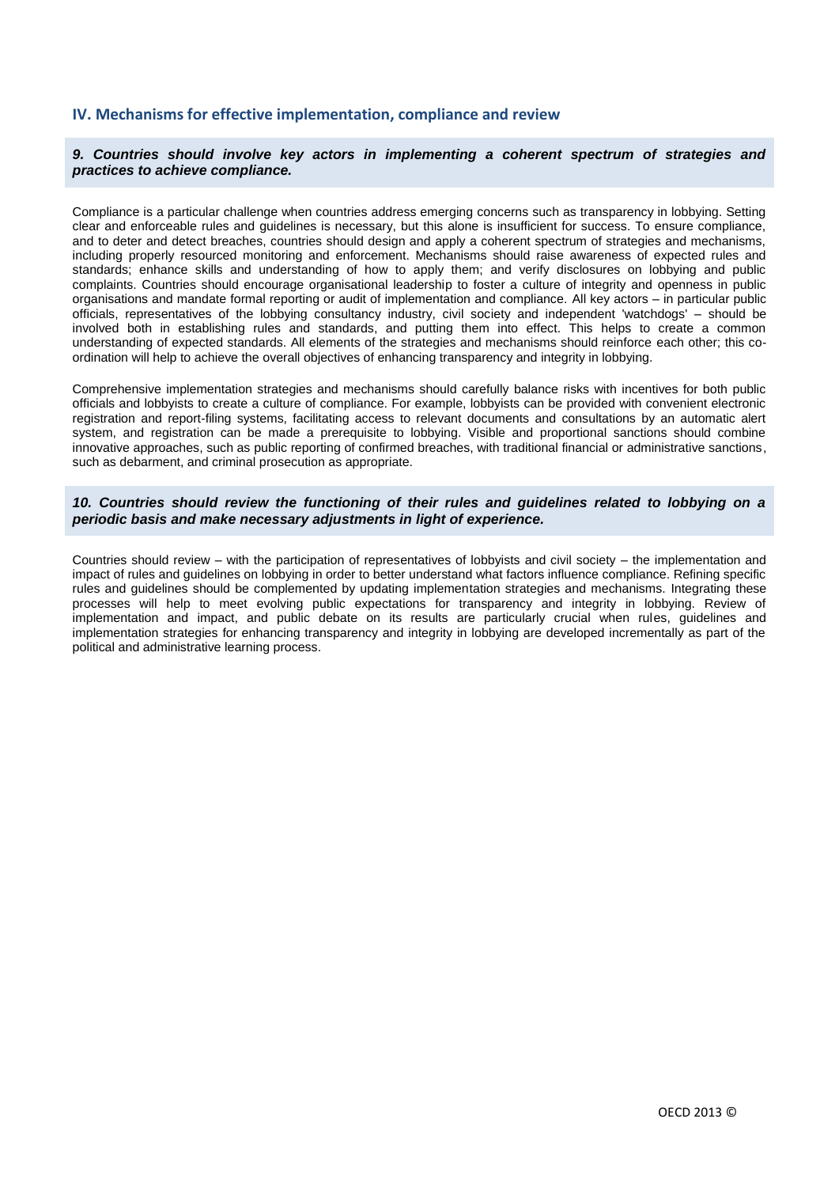## IV. Mechanisms for effective implementation, compliance and review

***9. Countries should involve key actors in implementing a coherent spectrum of strategies and practices to achieve compliance.***

Compliance is a particular challenge when countries address emerging concerns such as transparency in lobbying. Setting clear and enforceable rules and guidelines is necessary, but this alone is insufficient for success. To ensure compliance, and to deter and detect breaches, countries should design and apply a coherent spectrum of strategies and mechanisms, including properly resourced monitoring and enforcement. Mechanisms should raise awareness of expected rules and standards; enhance skills and understanding of how to apply them; and verify disclosures on lobbying and public complaints. Countries should encourage organisational leadership to foster a culture of integrity and openness in public organisations and mandate formal reporting or audit of implementation and compliance. All key actors – in particular public officials, representatives of the lobbying consultancy industry, civil society and independent 'watchdogs' – should be involved both in establishing rules and standards, and putting them into effect. This helps to create a common understanding of expected standards. All elements of the strategies and mechanisms should reinforce each other; this co-ordination will help to achieve the overall objectives of enhancing transparency and integrity in lobbying.

Comprehensive implementation strategies and mechanisms should carefully balance risks with incentives for both public officials and lobbyists to create a culture of compliance. For example, lobbyists can be provided with convenient electronic registration and report-filing systems, facilitating access to relevant documents and consultations by an automatic alert system, and registration can be made a prerequisite to lobbying. Visible and proportional sanctions should combine innovative approaches, such as public reporting of confirmed breaches, with traditional financial or administrative sanctions, such as debarment, and criminal prosecution as appropriate.

***10. Countries should review the functioning of their rules and guidelines related to lobbying on a periodic basis and make necessary adjustments in light of experience.***

Countries should review – with the participation of representatives of lobbyists and civil society – the implementation and impact of rules and guidelines on lobbying in order to better understand what factors influence compliance. Refining specific rules and guidelines should be complemented by updating implementation strategies and mechanisms. Integrating these processes will help to meet evolving public expectations for transparency and integrity in lobbying. Review of implementation and impact, and public debate on its results are particularly crucial when rules, guidelines and implementation strategies for enhancing transparency and integrity in lobbying are developed incrementally as part of the political and administrative learning process.

OECD 2013 ©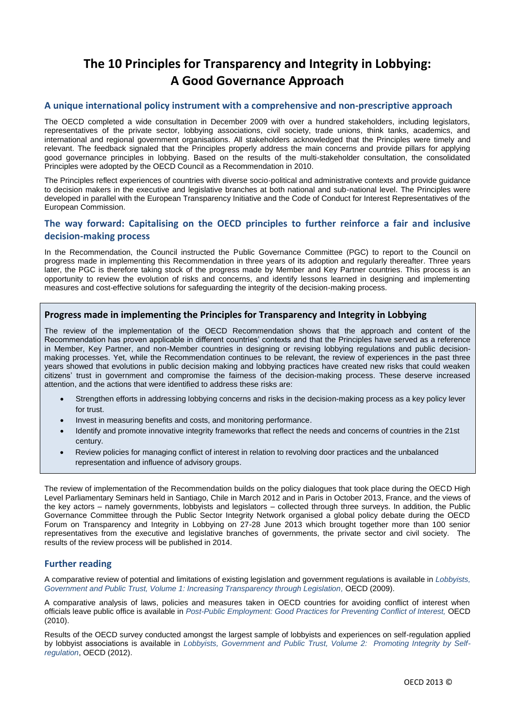# The 10 Principles for Transparency and Integrity in Lobbying: A Good Governance Approach

## A unique international policy instrument with a comprehensive and non-prescriptive approach

The OECD completed a wide consultation in December 2009 with over a hundred stakeholders, including legislators, representatives of the private sector, lobbying associations, civil society, trade unions, think tanks, academics, and international and regional government organisations. All stakeholders acknowledged that the Principles were timely and relevant. The feedback signaled that the Principles properly address the main concerns and provide pillars for applying good governance principles in lobbying. Based on the results of the multi-stakeholder consultation, the consolidated Principles were adopted by the OECD Council as a Recommendation in 2010.

The Principles reflect experiences of countries with diverse socio-political and administrative contexts and provide guidance to decision makers in the executive and legislative branches at both national and sub-national level. The Principles were developed in parallel with the European Transparency Initiative and the Code of Conduct for Interest Representatives of the European Commission.

## The way forward: Capitalising on the OECD principles to further reinforce a fair and inclusive decision-making process

In the Recommendation, the Council instructed the Public Governance Committee (PGC) to report to the Council on progress made in implementing this Recommendation in three years of its adoption and regularly thereafter. Three years later, the PGC is therefore taking stock of the progress made by Member and Key Partner countries. This process is an opportunity to review the evolution of risks and concerns, and identify lessons learned in designing and implementing measures and cost-effective solutions for safeguarding the integrity of the decision-making process.

### Progress made in implementing the Principles for Transparency and Integrity in Lobbying

The review of the implementation of the OECD Recommendation shows that the approach and content of the Recommendation has proven applicable in different countries' contexts and that the Principles have served as a reference in Member, Key Partner, and non-Member countries in designing or revising lobbying regulations and public decision-making processes. Yet, while the Recommendation continues to be relevant, the review of experiences in the past three years showed that evolutions in public decision making and lobbying practices have created new risks that could weaken citizens' trust in government and compromise the fairness of the decision-making process. These deserve increased attention, and the actions that were identified to address these risks are:

- Strengthen efforts in addressing lobbying concerns and risks in the decision-making process as a key policy lever for trust.
- Invest in measuring benefits and costs, and monitoring performance.
- Identify and promote innovative integrity frameworks that reflect the needs and concerns of countries in the 21st century.
- Review policies for managing conflict of interest in relation to revolving door practices and the unbalanced representation and influence of advisory groups.

The review of implementation of the Recommendation builds on the policy dialogues that took place during the OECD High Level Parliamentary Seminars held in Santiago, Chile in March 2012 and in Paris in October 2013, France, and the views of the key actors – namely governments, lobbyists and legislators – collected through three surveys. In addition, the Public Governance Committee through the Public Sector Integrity Network organised a global policy debate during the OECD Forum on Transparency and Integrity in Lobbying on 27-28 June 2013 which brought together more than 100 senior representatives from the executive and legislative branches of governments, the private sector and civil society. The results of the review process will be published in 2014.

## Further reading

A comparative review of potential and limitations of existing legislation and government regulations is available in *Lobbyists, Government and Public Trust, Volume 1: Increasing Transparency through Legislation,* OECD (2009).

A comparative analysis of laws, policies and measures taken in OECD countries for avoiding conflict of interest when officials leave public office is available in *Post-Public Employment: Good Practices for Preventing Conflict of Interest,* OECD (2010).

Results of the OECD survey conducted amongst the largest sample of lobbyists and experiences on self-regulation applied by lobbyist associations is available in *Lobbyists, Government and Public Trust, Volume 2: Promoting Integrity by Self-regulation*, OECD (2012).

OECD 2013 ©